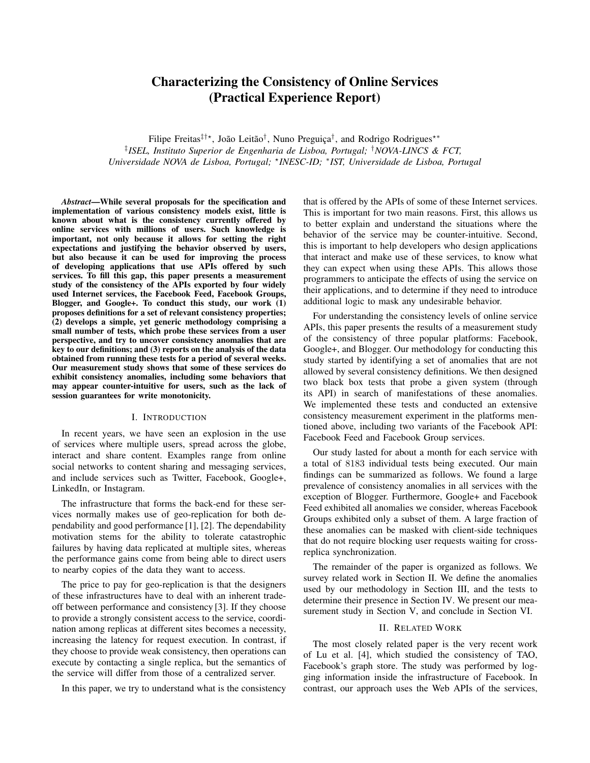# Characterizing the Consistency of Online Services (Practical Experience Report)

Filipe Freitas[‡†⋆], João Leitão[†], Nuno Preguiça[†], and Rodrigo Rodrigues[⋆∗]

[‡]*ISEL, Instituto Superior de Engenharia de Lisboa, Portugal;* [†]*NOVA-LINCS & FCT, Universidade NOVA de Lisboa, Portugal;* [⋆]*INESC-ID;* [∗]*IST, Universidade de Lisboa, Portugal*

***Abstract*—While several proposals for the specification and implementation of various consistency models exist, little is known about what is the consistency currently offered by online services with millions of users. Such knowledge is important, not only because it allows for setting the right expectations and justifying the behavior observed by users, but also because it can be used for improving the process of developing applications that use APIs offered by such services. To fill this gap, this paper presents a measurement study of the consistency of the APIs exported by four widely used Internet services, the Facebook Feed, Facebook Groups, Blogger, and Google+. To conduct this study, our work (1) proposes definitions for a set of relevant consistency properties; (2) develops a simple, yet generic methodology comprising a small number of tests, which probe these services from a user perspective, and try to uncover consistency anomalies that are key to our definitions; and (3) reports on the analysis of the data obtained from running these tests for a period of several weeks. Our measurement study shows that some of these services do exhibit consistency anomalies, including some behaviors that may appear counter-intuitive for users, such as the lack of session guarantees for write monotonicity.**

## I. Introduction

In recent years, we have seen an explosion in the use of services where multiple users, spread across the globe, interact and share content. Examples range from online social networks to content sharing and messaging services, and include services such as Twitter, Facebook, Google+, LinkedIn, or Instagram.

The infrastructure that forms the back-end for these services normally makes use of geo-replication for both dependability and good performance [1], [2]. The dependability motivation stems for the ability to tolerate catastrophic failures by having data replicated at multiple sites, whereas the performance gains come from being able to direct users to nearby copies of the data they want to access.

The price to pay for geo-replication is that the designers of these infrastructures have to deal with an inherent trade-off between performance and consistency [3]. If they choose to provide a strongly consistent access to the service, coordination among replicas at different sites becomes a necessity, increasing the latency for request execution. In contrast, if they choose to provide weak consistency, then operations can execute by contacting a single replica, but the semantics of the service will differ from those of a centralized server.

In this paper, we try to understand what is the consistency that is offered by the APIs of some of these Internet services. This is important for two main reasons. First, this allows us to better explain and understand the situations where the behavior of the service may be counter-intuitive. Second, this is important to help developers who design applications that interact and make use of these services, to know what they can expect when using these APIs. This allows those programmers to anticipate the effects of using the service on their applications, and to determine if they need to introduce additional logic to mask any undesirable behavior.

For understanding the consistency levels of online service APIs, this paper presents the results of a measurement study of the consistency of three popular platforms: Facebook, Google+, and Blogger. Our methodology for conducting this study started by identifying a set of anomalies that are not allowed by several consistency definitions. We then designed two black box tests that probe a given system (through its API) in search of manifestations of these anomalies. We implemented these tests and conducted an extensive consistency measurement experiment in the platforms mentioned above, including two variants of the Facebook API: Facebook Feed and Facebook Group services.

Our study lasted for about a month for each service with a total of 8183 individual tests being executed. Our main findings can be summarized as follows. We found a large prevalence of consistency anomalies in all services with the exception of Blogger. Furthermore, Google+ and Facebook Feed exhibited all anomalies we consider, whereas Facebook Groups exhibited only a subset of them. A large fraction of these anomalies can be masked with client-side techniques that do not require blocking user requests waiting for cross-replica synchronization.

The remainder of the paper is organized as follows. We survey related work in Section II. We define the anomalies used by our methodology in Section III, and the tests to determine their presence in Section IV. We present our measurement study in Section V, and conclude in Section VI.

## II. Related Work

The most closely related paper is the very recent work of Lu et al. [4], which studied the consistency of TAO, Facebook's graph store. The study was performed by logging information inside the infrastructure of Facebook. In contrast, our approach uses the Web APIs of the services,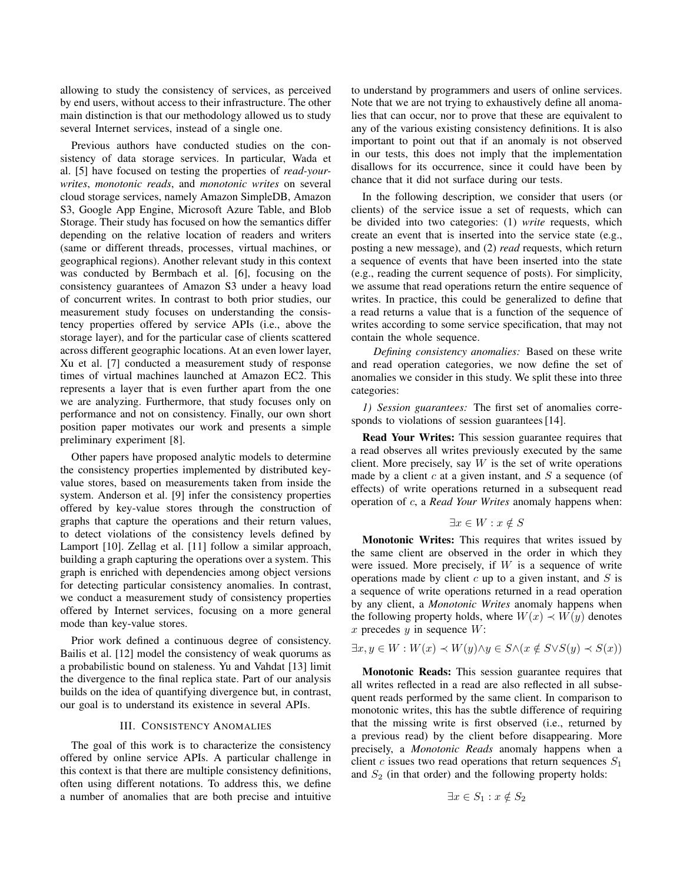allowing to study the consistency of services, as perceived by end users, without access to their infrastructure. The other main distinction is that our methodology allowed us to study several Internet services, instead of a single one.

Previous authors have conducted studies on the consistency of data storage services. In particular, Wada et al. [5] have focused on testing the properties of *read-your-writes*, *monotonic reads*, and *monotonic writes* on several cloud storage services, namely Amazon SimpleDB, Amazon S3, Google App Engine, Microsoft Azure Table, and Blob Storage. Their study has focused on how the semantics differ depending on the relative location of readers and writers (same or different threads, processes, virtual machines, or geographical regions). Another relevant study in this context was conducted by Bermbach et al. [6], focusing on the consistency guarantees of Amazon S3 under a heavy load of concurrent writes. In contrast to both prior studies, our measurement study focuses on understanding the consistency properties offered by service APIs (i.e., above the storage layer), and for the particular case of clients scattered across different geographic locations. At an even lower layer, Xu et al. [7] conducted a measurement study of response times of virtual machines launched at Amazon EC2. This represents a layer that is even further apart from the one we are analyzing. Furthermore, that study focuses only on performance and not on consistency. Finally, our own short position paper motivates our work and presents a simple preliminary experiment [8].

Other papers have proposed analytic models to determine the consistency properties implemented by distributed key-value stores, based on measurements taken from inside the system. Anderson et al. [9] infer the consistency properties offered by key-value stores through the construction of graphs that capture the operations and their return values, to detect violations of the consistency levels defined by Lamport [10]. Zellag et al. [11] follow a similar approach, building a graph capturing the operations over a system. This graph is enriched with dependencies among object versions for detecting particular consistency anomalies. In contrast, we conduct a measurement study of consistency properties offered by Internet services, focusing on a more general mode than key-value stores.

Prior work defined a continuous degree of consistency. Bailis et al. [12] model the consistency of weak quorums as a probabilistic bound on staleness. Yu and Vahdat [13] limit the divergence to the final replica state. Part of our analysis builds on the idea of quantifying divergence but, in contrast, our goal is to understand its existence in several APIs.

## III. Consistency Anomalies

The goal of this work is to characterize the consistency offered by online service APIs. A particular challenge in this context is that there are multiple consistency definitions, often using different notations. To address this, we define a number of anomalies that are both precise and intuitive to understand by programmers and users of online services. Note that we are not trying to exhaustively define all anomalies that can occur, nor to prove that these are equivalent to any of the various existing consistency definitions. It is also important to point out that if an anomaly is not observed in our tests, this does not imply that the implementation disallows for its occurrence, since it could have been by chance that it did not surface during our tests.

In the following description, we consider that users (or clients) of the service issue a set of requests, which can be divided into two categories: (1) *write* requests, which create an event that is inserted into the service state (e.g., posting a new message), and (2) *read* requests, which return a sequence of events that have been inserted into the state (e.g., reading the current sequence of posts). For simplicity, we assume that read operations return the entire sequence of writes. In practice, this could be generalized to define that a read returns a value that is a function of the sequence of writes according to some service specification, that may not contain the whole sequence.

*Defining consistency anomalies:* Based on these write and read operation categories, we now define the set of anomalies we consider in this study. We split these into three categories:

*1) Session guarantees:* The first set of anomalies corresponds to violations of session guarantees [14].

**Read Your Writes:** This session guarantee requires that a read observes all writes previously executed by the same client. More precisely, say $W$ is the set of write operations made by a client $c$ at a given instant, and $S$ a sequence (of effects) of write operations returned in a subsequent read operation of $c$, a *Read Your Writes* anomaly happens when:

$$\exists x \in W : x \notin S$$

**Monotonic Writes:** This requires that writes issued by the same client are observed in the order in which they were issued. More precisely, if $W$ is a sequence of write operations made by client $c$ up to a given instant, and $S$ is a sequence of write operations returned in a read operation by any client, a *Monotonic Writes* anomaly happens when the following property holds, where $W(x) \prec W(y)$ denotes $x$ precedes $y$ in sequence $W$:

$$\exists x, y \in W : W(x) \prec W(y) \land y \in S \land (x \notin S \lor S(y) \prec S(x))$$

**Monotonic Reads:** This session guarantee requires that all writes reflected in a read are also reflected in all subsequent reads performed by the same client. In comparison to monotonic writes, this has the subtle difference of requiring that the missing write is first observed (i.e., returned by a previous read) by the client before disappearing. More precisely, a *Monotonic Reads* anomaly happens when a client $c$ issues two read operations that return sequences $S_1$ and $S_2$ (in that order) and the following property holds:

$$\exists x \in S_1 : x \notin S_2$$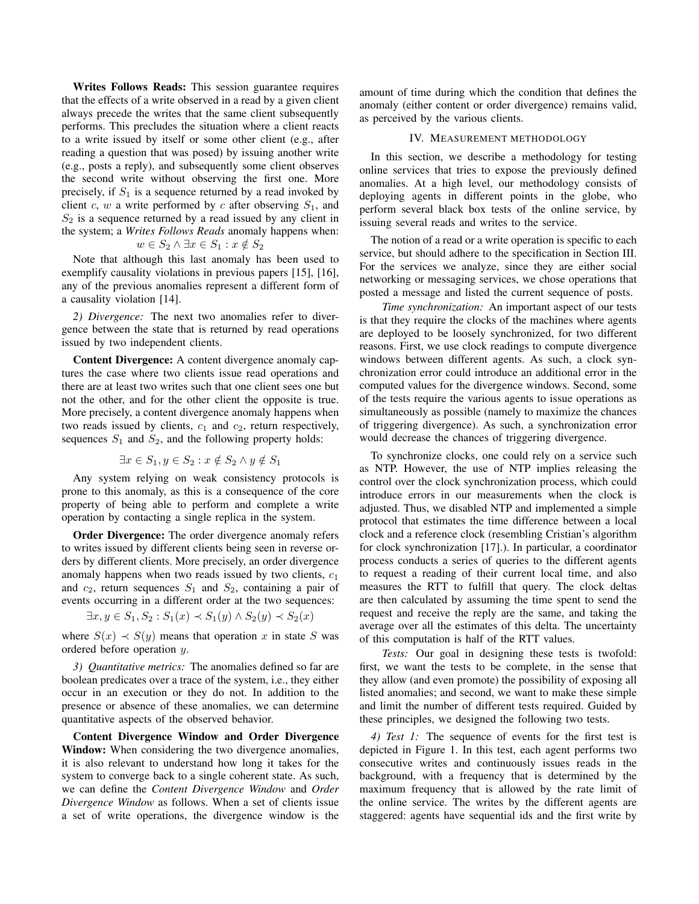**Writes Follows Reads:** This session guarantee requires that the effects of a write observed in a read by a given client always precede the writes that the same client subsequently performs. This precludes the situation where a client reacts to a write issued by itself or some other client (e.g., after reading a question that was posed) by issuing another write (e.g., posts a reply), and subsequently some client observes the second write without observing the first one. More precisely, if $S_1$ is a sequence returned by a read invoked by client $c$, $w$ a write performed by $c$ after observing $S_1$, and $S_2$ is a sequence returned by a read issued by any client in the system; a *Writes Follows Reads* anomaly happens when:

$$w \in S_2 \wedge \exists x \in S_1 : x \notin S_2$$

Note that although this last anomaly has been used to exemplify causality violations in previous papers [15], [16], any of the previous anomalies represent a different form of a causality violation [14].

*2) Divergence:* The next two anomalies refer to divergence between the state that is returned by read operations issued by two independent clients.

**Content Divergence:** A content divergence anomaly captures the case where two clients issue read operations and there are at least two writes such that one client sees one but not the other, and for the other client the opposite is true. More precisely, a content divergence anomaly happens when two reads issued by clients, $c_1$ and $c_2$, return respectively, sequences $S_1$ and $S_2$, and the following property holds:

$$\exists x \in S_1, y \in S_2 : x \notin S_2 \wedge y \notin S_1$$

Any system relying on weak consistency protocols is prone to this anomaly, as this is a consequence of the core property of being able to perform and complete a write operation by contacting a single replica in the system.

**Order Divergence:** The order divergence anomaly refers to writes issued by different clients being seen in reverse orders by different clients. More precisely, an order divergence anomaly happens when two reads issued by two clients, $c_1$ and $c_2$, return sequences $S_1$ and $S_2$, containing a pair of events occurring in a different order at the two sequences:

$$\exists x, y \in S_1, S_2 : S_1(x) \prec S_1(y) \wedge S_2(y) \prec S_2(x)$$

where $S(x) \prec S(y)$ means that operation $x$ in state $S$ was ordered before operation $y$.

*3) Quantitative metrics:* The anomalies defined so far are boolean predicates over a trace of the system, i.e., they either occur in an execution or they do not. In addition to the presence or absence of these anomalies, we can determine quantitative aspects of the observed behavior.

**Content Divergence Window and Order Divergence Window:** When considering the two divergence anomalies, it is also relevant to understand how long it takes for the system to converge back to a single coherent state. As such, we can define the *Content Divergence Window* and *Order Divergence Window* as follows. When a set of clients issue a set of write operations, the divergence window is the amount of time during which the condition that defines the anomaly (either content or order divergence) remains valid, as perceived by the various clients.

## IV. Measurement methodology

In this section, we describe a methodology for testing online services that tries to expose the previously defined anomalies. At a high level, our methodology consists of deploying agents in different points in the globe, who perform several black box tests of the online service, by issuing several reads and writes to the service.

The notion of a read or a write operation is specific to each service, but should adhere to the specification in Section III. For the services we analyze, since they are either social networking or messaging services, we chose operations that posted a message and listed the current sequence of posts.

*Time synchronization:* An important aspect of our tests is that they require the clocks of the machines where agents are deployed to be loosely synchronized, for two different reasons. First, we use clock readings to compute divergence windows between different agents. As such, a clock synchronization error could introduce an additional error in the computed values for the divergence windows. Second, some of the tests require the various agents to issue operations as simultaneously as possible (namely to maximize the chances of triggering divergence). As such, a synchronization error would decrease the chances of triggering divergence.

To synchronize clocks, one could rely on a service such as NTP. However, the use of NTP implies releasing the control over the clock synchronization process, which could introduce errors in our measurements when the clock is adjusted. Thus, we disabled NTP and implemented a simple protocol that estimates the time difference between a local clock and a reference clock (resembling Cristian's algorithm for clock synchronization [17].). In particular, a coordinator process conducts a series of queries to the different agents to request a reading of their current local time, and also measures the RTT to fulfill that query. The clock deltas are then calculated by assuming the time spent to send the request and receive the reply are the same, and taking the average over all the estimates of this delta. The uncertainty of this computation is half of the RTT values.

*Tests:* Our goal in designing these tests is twofold: first, we want the tests to be complete, in the sense that they allow (and even promote) the possibility of exposing all listed anomalies; and second, we want to make these simple and limit the number of different tests required. Guided by these principles, we designed the following two tests.

*4) Test 1:* The sequence of events for the first test is depicted in Figure 1. In this test, each agent performs two consecutive writes and continuously issues reads in the background, with a frequency that is determined by the maximum frequency that is allowed by the rate limit of the online service. The writes by the different agents are staggered: agents have sequential ids and the first write by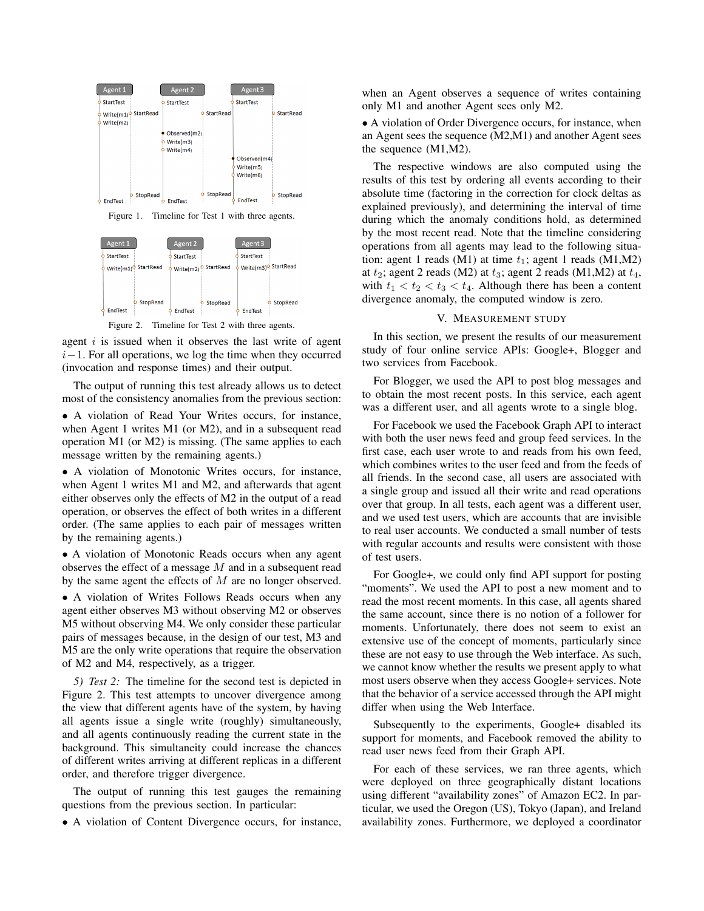Figure 1. Timeline for Test 1 with three agents.

Figure 2. Timeline for Test 2 with three agents.

agent $i$ is issued when it observes the last write of agent $i-1$. For all operations, we log the time when they occurred (invocation and response times) and their output.

The output of running this test already allows us to detect most of the consistency anomalies from the previous section:

- A violation of Read Your Writes occurs, for instance, when Agent 1 writes M1 (or M2), and in a subsequent read operation M1 (or M2) is missing. (The same applies to each message written by the remaining agents.)
- A violation of Monotonic Writes occurs, for instance, when Agent 1 writes M1 and M2, and afterwards that agent either observes only the effects of M2 in the output of a read operation, or observes the effect of both writes in a different order. (The same applies to each pair of messages written by the remaining agents.)
- A violation of Monotonic Reads occurs when any agent observes the effect of a message $M$ and in a subsequent read by the same agent the effects of $M$ are no longer observed.
- A violation of Writes Follows Reads occurs when any agent either observes M3 without observing M2 or observes M5 without observing M4. We only consider these particular pairs of messages because, in the design of our test, M3 and M5 are the only write operations that require the observation of M2 and M4, respectively, as a trigger.

*5) Test 2:* The timeline for the second test is depicted in Figure 2. This test attempts to uncover divergence among the view that different agents have of the system, by having all agents issue a single write (roughly) simultaneously, and all agents continuously reading the current state in the background. This simultaneity could increase the chances of different writes arriving at different replicas in a different order, and therefore trigger divergence.

The output of running this test gauges the remaining questions from the previous section. In particular:

- A violation of Content Divergence occurs, for instance, when an Agent observes a sequence of writes containing only M1 and another Agent sees only M2.
- A violation of Order Divergence occurs, for instance, when an Agent sees the sequence (M2,M1) and another Agent sees the sequence (M1,M2).

The respective windows are also computed using the results of this test by ordering all events according to their absolute time (factoring in the correction for clock deltas as explained previously), and determining the interval of time during which the anomaly conditions hold, as determined by the most recent read. Note that the timeline considering operations from all agents may lead to the following situation: agent 1 reads (M1) at time $t_1$; agent 1 reads (M1,M2) at $t_2$; agent 2 reads (M2) at $t_3$; agent 2 reads (M1,M2) at $t_4$, with $t_1 < t_2 < t_3 < t_4$. Although there has been a content divergence anomaly, the computed window is zero.

## V. Measurement study

In this section, we present the results of our measurement study of four online service APIs: Google+, Blogger and two services from Facebook.

For Blogger, we used the API to post blog messages and to obtain the most recent posts. In this service, each agent was a different user, and all agents wrote to a single blog.

For Facebook we used the Facebook Graph API to interact with both the user news feed and group feed services. In the first case, each user wrote to and reads from his own feed, which combines writes to the user feed and from the feeds of all friends. In the second case, all users are associated with a single group and issued all their write and read operations over that group. In all tests, each agent was a different user, and we used test users, which are accounts that are invisible to real user accounts. We conducted a small number of tests with regular accounts and results were consistent with those of test users.

For Google+, we could only find API support for posting "moments". We used the API to post a new moment and to read the most recent moments. In this case, all agents shared the same account, since there is no notion of a follower for moments. Unfortunately, there does not seem to exist an extensive use of the concept of moments, particularly since these are not easy to use through the Web interface. As such, we cannot know whether the results we present apply to what most users observe when they access Google+ services. Note that the behavior of a service accessed through the API might differ when using the Web Interface.

Subsequently to the experiments, Google+ disabled its support for moments, and Facebook removed the ability to read user news feed from their Graph API.

For each of these services, we ran three agents, which were deployed on three geographically distant locations using different "availability zones" of Amazon EC2. In particular, we used the Oregon (US), Tokyo (Japan), and Ireland availability zones. Furthermore, we deployed a coordinator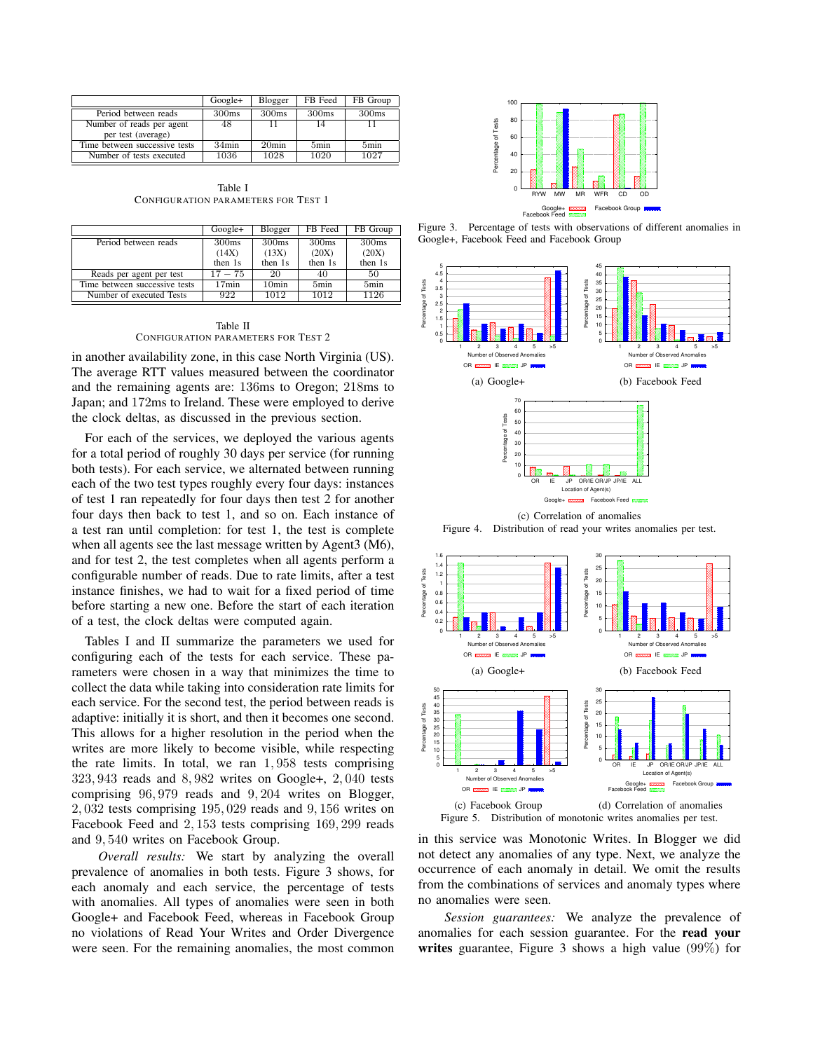| | Google+ | Blogger | FB Feed | FB Group |
|---|---|---|---|---|
| Period between reads | 300ms | 300ms | 300ms | 300ms |
| Number of reads per agent per test (average) | 48 | 11 | 14 | 11 |
| Time between successive tests | 34min | 20min | 5min | 5min |
| Number of tests executed | 1036 | 1028 | 1020 | 1027 |

Table I
CONFIGURATION PARAMETERS FOR TEST 1

| | Google+ | Blogger | FB Feed | FB Group |
|---|---|---|---|---|
| Period between reads | 300ms (14X) then 1s | 300ms (13X) then 1s | 300ms (20X) then 1s | 300ms (20X) then 1s |
| Reads per agent per test | $17 - 75$ | 20 | 40 | 50 |
| Time between successive tests | 17min | 10min | 5min | 5min |
| Number of executed Tests | 922 | 1012 | 1012 | 1126 |

Table II
CONFIGURATION PARAMETERS FOR TEST 2

in another availability zone, in this case North Virginia (US). The average RTT values measured between the coordinator and the remaining agents are: 136ms to Oregon; 218ms to Japan; and 172ms to Ireland. These were employed to derive the clock deltas, as discussed in the previous section.

For each of the services, we deployed the various agents for a total period of roughly 30 days per service (for running both tests). For each service, we alternated between running each of the two test types roughly every four days: instances of test 1 ran repeatedly for four days then test 2 for another four days then back to test 1, and so on. Each instance of a test ran until completion: for test 1, the test is complete when all agents see the last message written by Agent3 (M6), and for test 2, the test completes when all agents perform a configurable number of reads. Due to rate limits, after a test instance finishes, we had to wait for a fixed period of time before starting a new one. Before the start of each iteration of a test, the clock deltas were computed again.

Tables I and II summarize the parameters we used for configuring each of the tests for each service. These parameters were chosen in a way that minimizes the time to collect the data while taking into consideration rate limits for each service. For the second test, the period between reads is adaptive: initially it is short, and then it becomes one second. This allows for a higher resolution in the period when the writes are more likely to become visible, while respecting the rate limits. In total, we ran $1,958$ tests comprising $323,943$ reads and $8,982$ writes on Google+, $2,040$ tests comprising $96,979$ reads and $9,204$ writes on Blogger, $2,032$ tests comprising $195,029$ reads and $9,156$ writes on Facebook Feed and $2,153$ tests comprising $169,299$ reads and $9,540$ writes on Facebook Group.

*Overall results:* We start by analyzing the overall prevalence of anomalies in both tests. Figure 3 shows, for each anomaly and each service, the percentage of tests with anomalies. All types of anomalies were seen in both Google+ and Facebook Feed, whereas in Facebook Group no violations of Read Your Writes and Order Divergence were seen. For the remaining anomalies, the most common

Figure 3. Percentage of tests with observations of different anomalies in Google+, Facebook Feed and Facebook Group

(a) Google+ (b) Facebook Feed

(c) Correlation of anomalies

Figure 4. Distribution of read your writes anomalies per test.

(a) Google+ (b) Facebook Feed

(c) Facebook Group (d) Correlation of anomalies

Figure 5. Distribution of monotonic writes anomalies per test.

in this service was Monotonic Writes. In Blogger we did not detect any anomalies of any type. Next, we analyze the occurrence of each anomaly in detail. We omit the results from the combinations of services and anomaly types where no anomalies were seen.

*Session guarantees:* We analyze the prevalence of anomalies for each session guarantee. For the **read your writes** guarantee, Figure 3 shows a high value (99%) for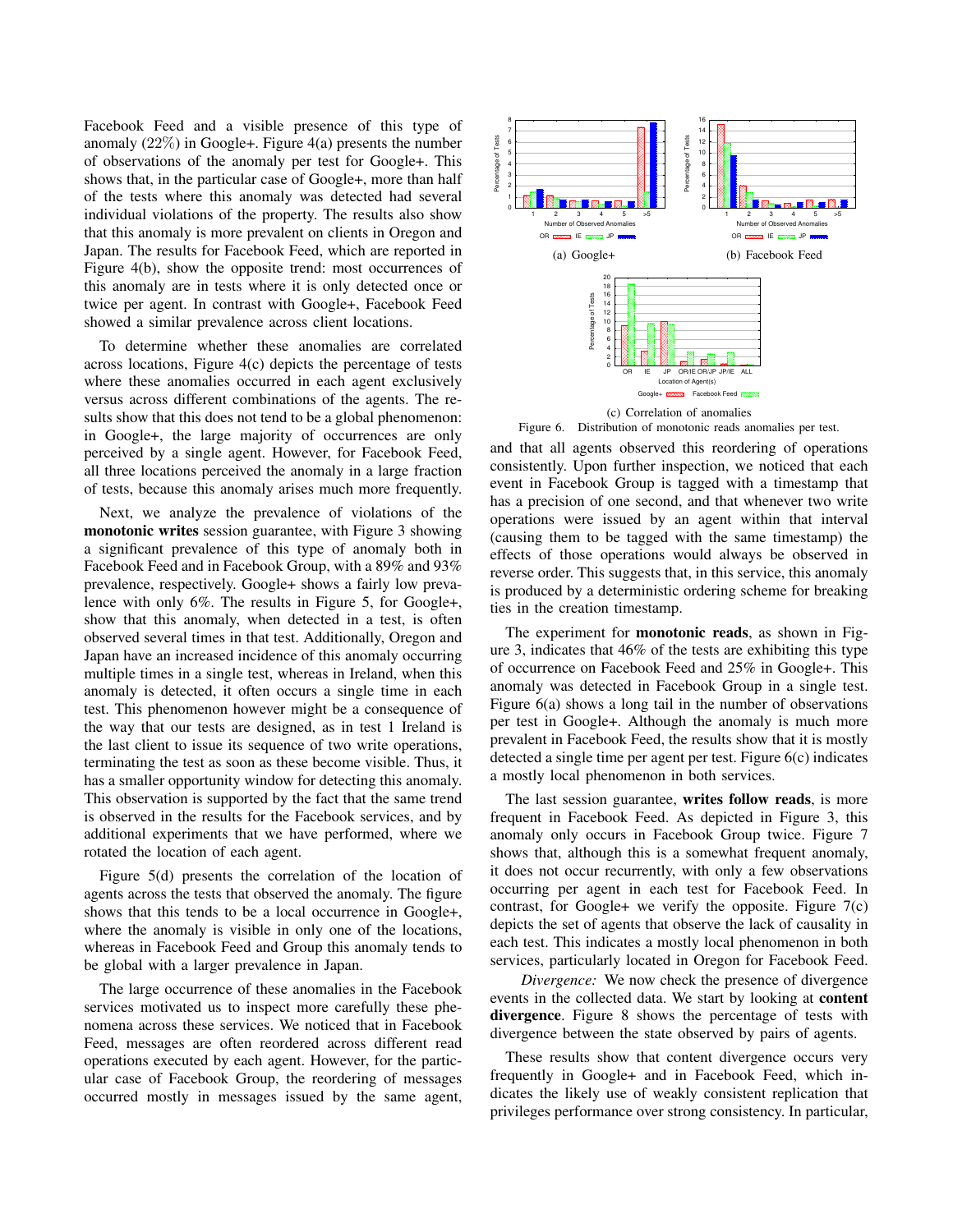Facebook Feed and a visible presence of this type of anomaly (22%) in Google+. Figure 4(a) presents the number of observations of the anomaly per test for Google+. This shows that, in the particular case of Google+, more than half of the tests where this anomaly was detected had several individual violations of the property. The results also show that this anomaly is more prevalent on clients in Oregon and Japan. The results for Facebook Feed, which are reported in Figure 4(b), show the opposite trend: most occurrences of this anomaly are in tests where it is only detected once or twice per agent. In contrast with Google+, Facebook Feed showed a similar prevalence across client locations.

To determine whether these anomalies are correlated across locations, Figure 4(c) depicts the percentage of tests where these anomalies occurred in each agent exclusively versus across different combinations of the agents. The results show that this does not tend to be a global phenomenon: in Google+, the large majority of occurrences are only perceived by a single agent. However, for Facebook Feed, all three locations perceived the anomaly in a large fraction of tests, because this anomaly arises much more frequently.

Next, we analyze the prevalence of violations of the **monotonic writes** session guarantee, with Figure 3 showing a significant prevalence of this type of anomaly both in Facebook Feed and in Facebook Group, with a 89% and 93% prevalence, respectively. Google+ shows a fairly low prevalence with only 6%. The results in Figure 5, for Google+, show that this anomaly, when detected in a test, is often observed several times in that test. Additionally, Oregon and Japan have an increased incidence of this anomaly occurring multiple times in a single test, whereas in Ireland, when this anomaly is detected, it often occurs a single time in each test. This phenomenon however might be a consequence of the way that our tests are designed, as in test 1 Ireland is the last client to issue its sequence of two write operations, terminating the test as soon as these become visible. Thus, it has a smaller opportunity window for detecting this anomaly. This observation is supported by the fact that the same trend is observed in the results for the Facebook services, and by additional experiments that we have performed, where we rotated the location of each agent.

Figure 5(d) presents the correlation of the location of agents across the tests that observed the anomaly. The figure shows that this tends to be a local occurrence in Google+, where the anomaly is visible in only one of the locations, whereas in Facebook Feed and Group this anomaly tends to be global with a larger prevalence in Japan.

The large occurrence of these anomalies in the Facebook services motivated us to inspect more carefully these phenomena across these services. We noticed that in Facebook Feed, messages are often reordered across different read operations executed by each agent. However, for the particular case of Facebook Group, the reordering of messages occurred mostly in messages issued by the same agent,

(a) Google+ (b) Facebook Feed

(c) Correlation of anomalies

Figure 6. Distribution of monotonic reads anomalies per test.

and that all agents observed this reordering of operations consistently. Upon further inspection, we noticed that each event in Facebook Group is tagged with a timestamp that has a precision of one second, and that whenever two write operations were issued by an agent within that interval (causing them to be tagged with the same timestamp) the effects of those operations would always be observed in reverse order. This suggests that, in this service, this anomaly is produced by a deterministic ordering scheme for breaking ties in the creation timestamp.

The experiment for **monotonic reads**, as shown in Figure 3, indicates that 46% of the tests are exhibiting this type of occurrence on Facebook Feed and 25% in Google+. This anomaly was detected in Facebook Group in a single test. Figure 6(a) shows a long tail in the number of observations per test in Google+. Although the anomaly is much more prevalent in Facebook Feed, the results show that it is mostly detected a single time per agent per test. Figure 6(c) indicates a mostly local phenomenon in both services.

The last session guarantee, **writes follow reads**, is more frequent in Facebook Feed. As depicted in Figure 3, this anomaly only occurs in Facebook Group twice. Figure 7 shows that, although this is a somewhat frequent anomaly, it does not occur recurrently, with only a few observations occurring per agent in each test for Facebook Feed. In contrast, for Google+ we verify the opposite. Figure 7(c) depicts the set of agents that observe the lack of causality in each test. This indicates a mostly local phenomenon in both services, particularly located in Oregon for Facebook Feed.

*Divergence:* We now check the presence of divergence events in the collected data. We start by looking at **content divergence**. Figure 8 shows the percentage of tests with divergence between the state observed by pairs of agents.

These results show that content divergence occurs very frequently in Google+ and in Facebook Feed, which indicates the likely use of weakly consistent replication that privileges performance over strong consistency. In particular,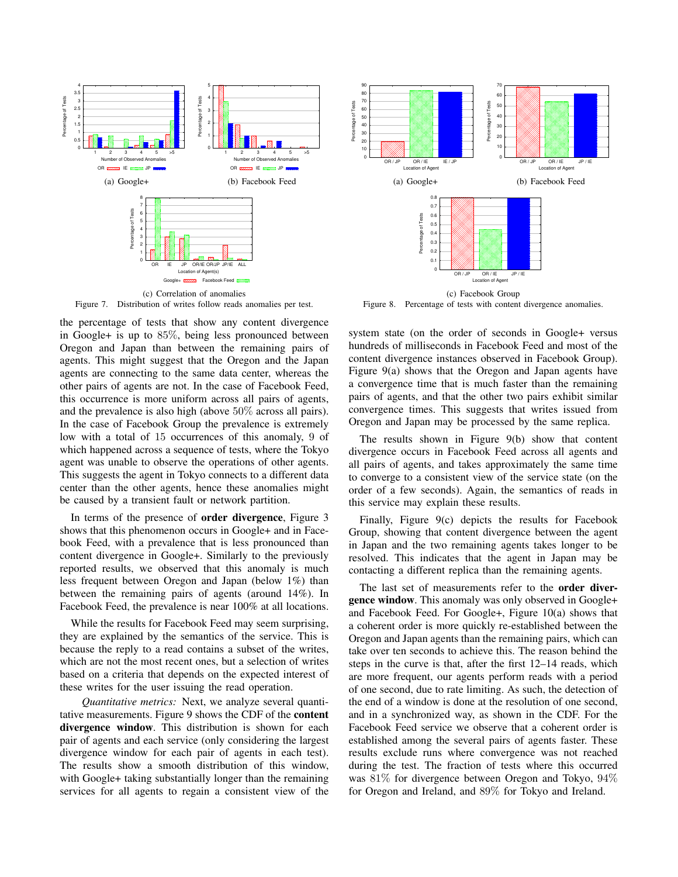(a) Google+ (b) Facebook Feed

(c) Correlation of anomalies

Figure 7. Distribution of writes follow reads anomalies per test.

(a) Google+ (b) Facebook Feed

(c) Facebook Group

Figure 8. Percentage of tests with content divergence anomalies.

the percentage of tests that show any content divergence in Google+ is up to 85%, being less pronounced between Oregon and Japan than between the remaining pairs of agents. This might suggest that the Oregon and the Japan agents are connecting to the same data center, whereas the other pairs of agents are not. In the case of Facebook Feed, this occurrence is more uniform across all pairs of agents, and the prevalence is also high (above 50% across all pairs). In the case of Facebook Group the prevalence is extremely low with a total of 15 occurrences of this anomaly, 9 of which happened across a sequence of tests, where the Tokyo agent was unable to observe the operations of other agents. This suggests the agent in Tokyo connects to a different data center than the other agents, hence these anomalies might be caused by a transient fault or network partition.

In terms of the presence of **order divergence**, Figure 3 shows that this phenomenon occurs in Google+ and in Facebook Feed, with a prevalence that is less pronounced than content divergence in Google+. Similarly to the previously reported results, we observed that this anomaly is much less frequent between Oregon and Japan (below 1%) than between the remaining pairs of agents (around 14%). In Facebook Feed, the prevalence is near 100% at all locations.

While the results for Facebook Feed may seem surprising, they are explained by the semantics of the service. This is because the reply to a read contains a subset of the writes, which are not the most recent ones, but a selection of writes based on a criteria that depends on the expected interest of these writes for the user issuing the read operation.

*Quantitative metrics:* Next, we analyze several quantitative measurements. Figure 9 shows the CDF of the **content divergence window**. This distribution is shown for each pair of agents and each service (only considering the largest divergence window for each pair of agents in each test). The results show a smooth distribution of this window, with Google+ taking substantially longer than the remaining services for all agents to regain a consistent view of the system state (on the order of seconds in Google+ versus hundreds of milliseconds in Facebook Feed and most of the content divergence instances observed in Facebook Group). Figure 9(a) shows that the Oregon and Japan agents have a convergence time that is much faster than the remaining pairs of agents, and that the other two pairs exhibit similar convergence times. This suggests that writes issued from Oregon and Japan may be processed by the same replica.

The results shown in Figure 9(b) show that content divergence occurs in Facebook Feed across all agents and all pairs of agents, and takes approximately the same time to converge to a consistent view of the service state (on the order of a few seconds). Again, the semantics of reads in this service may explain these results.

Finally, Figure 9(c) depicts the results for Facebook Group, showing that content divergence between the agent in Japan and the two remaining agents takes longer to be resolved. This indicates that the agent in Japan may be contacting a different replica than the remaining agents.

The last set of measurements refer to the **order divergence window**. This anomaly was only observed in Google+ and Facebook Feed. For Google+, Figure 10(a) shows that a coherent order is more quickly re-established between the Oregon and Japan agents than the remaining pairs, which can take over ten seconds to achieve this. The reason behind the steps in the curve is that, after the first 12–14 reads, which are more frequent, our agents perform reads with a period of one second, due to rate limiting. As such, the detection of the end of a window is done at the resolution of one second, and in a synchronized way, as shown in the CDF. For the Facebook Feed service we observe that a coherent order is established among the several pairs of agents faster. These results exclude runs where convergence was not reached during the test. The fraction of tests where this occurred was 81% for divergence between Oregon and Tokyo, 94% for Oregon and Ireland, and 89% for Tokyo and Ireland.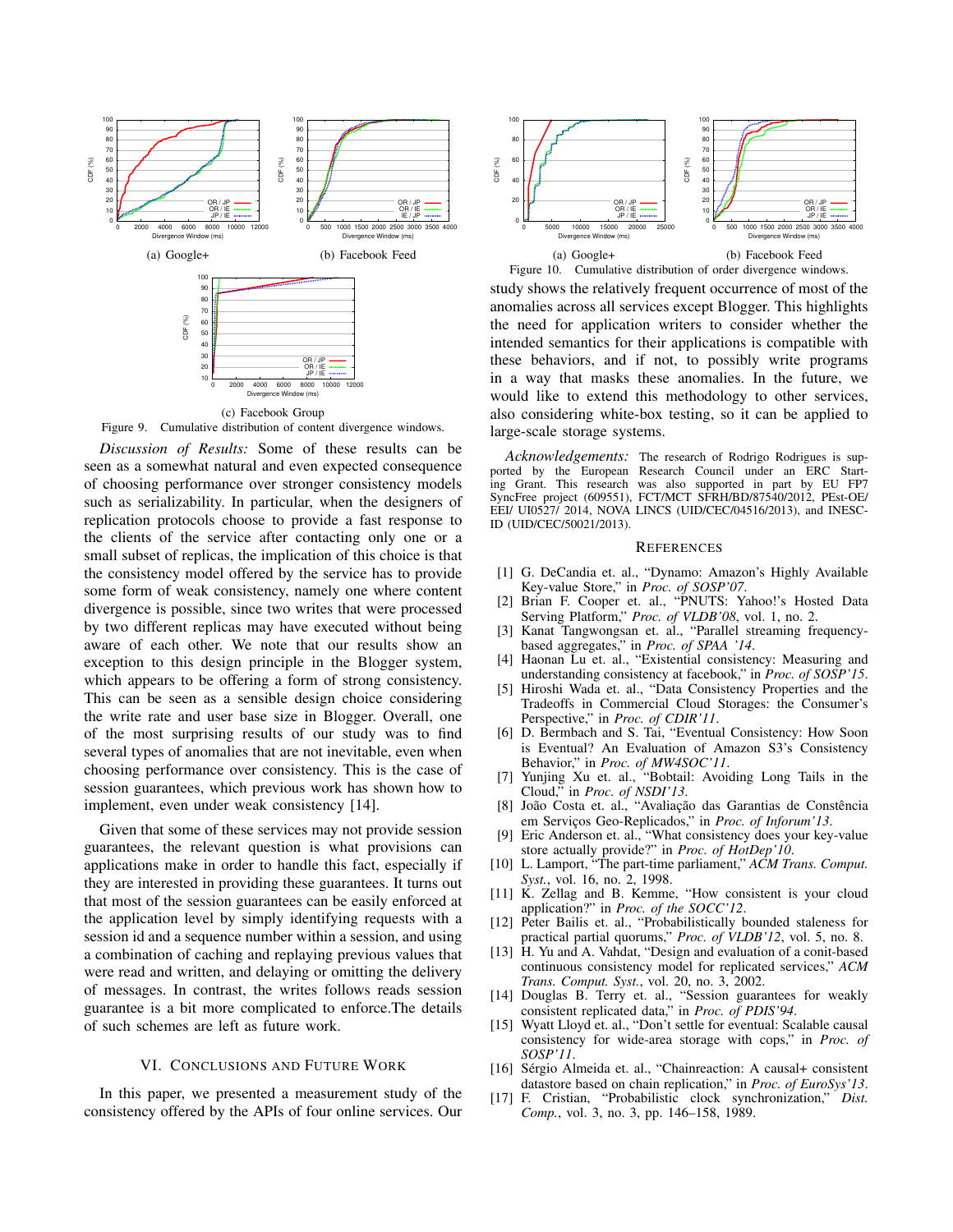100
90
80
70
60
50
40
30
20
10
0
CDF (%)
0 2000 4000 6000 8000 10000 12000
Divergence Window (ms)
OR / JP
OR / IE
JP / IE

(a) Google+

100
90
80
70
60
50
40
30
20
10
0
CDF (%)
0 500 1000 1500 2000 2500 3000 3500 4000
Divergence Window (ms)
OR / JP
OR / IE
IE / JP

(b) Facebook Feed

100
90
80
70
60
50
40
30
20
10
CDF (%)
0 2000 4000 6000 8000 10000 12000
Divergence Window (ms)
OR / JP
OR / IE
JP / IE

(c) Facebook Group

Figure 9. Cumulative distribution of content divergence windows.

*Discussion of Results:* Some of these results can be seen as a somewhat natural and even expected consequence of choosing performance over stronger consistency models such as serializability. In particular, when the designers of replication protocols choose to provide a fast response to the clients of the service after contacting only one or a small subset of replicas, the implication of this choice is that the consistency model offered by the service has to provide some form of weak consistency, namely one where content divergence is possible, since two writes that were processed by two different replicas may have executed without being aware of each other. We note that our results show an exception to this design principle in the Blogger system, which appears to be offering a form of strong consistency. This can be seen as a sensible design choice considering the write rate and user base size in Blogger. Overall, one of the most surprising results of our study was to find several types of anomalies that are not inevitable, even when choosing performance over consistency. This is the case of session guarantees, which previous work has shown how to implement, even under weak consistency [14].

Given that some of these services may not provide session guarantees, the relevant question is what provisions can applications make in order to handle this fact, especially if they are interested in providing these guarantees. It turns out that most of the session guarantees can be easily enforced at the application level by simply identifying requests with a session id and a sequence number within a session, and using a combination of caching and replaying previous values that were read and written, and delaying or omitting the delivery of messages. In contrast, the writes follows reads session guarantee is a bit more complicated to enforce.The details of such schemes are left as future work.

## VI. Conclusions and Future Work

In this paper, we presented a measurement study of the consistency offered by the APIs of four online services. Our study shows the relatively frequent occurrence of most of the anomalies across all services except Blogger. This highlights the need for application writers to consider whether the intended semantics for their applications is compatible with these behaviors, and if not, to possibly write programs in a way that masks these anomalies. In the future, we would like to extend this methodology to other services, also considering white-box testing, so it can be applied to large-scale storage systems.

100
80
60
40
20
0
CDF (%)
0 5000 10000 15000 20000 25000
Divergence Window (ms)
OR / JP
OR / IE
JP / IE

(a) Google+

100
90
80
70
60
50
40
30
20
10
0
CDF (%)
0 500 1000 1500 2000 2500 3000 3500 4000
Divergence Window (ms)
OR / JP
OR / IE
JP / IE

(b) Facebook Feed

Figure 10. Cumulative distribution of order divergence windows.

*Acknowledgements:* The research of Rodrigo Rodrigues is supported by the European Research Council under an ERC Starting Grant. This research was also supported in part by EU FP7 SyncFree project (609551), FCT/MCT SFRH/BD/87540/2012, PEst-OE/EEI/ UI0527/ 2014, NOVA LINCS (UID/CEC/04516/2013), and INESC-ID (UID/CEC/50021/2013).

## References

[1] G. DeCandia et. al., "Dynamo: Amazon's Highly Available Key-value Store," in *Proc. of SOSP'07*.

[2] Brian F. Cooper et. al., "PNUTS: Yahoo!'s Hosted Data Serving Platform," *Proc. of VLDB'08*, vol. 1, no. 2.

[3] Kanat Tangwongsan et. al., "Parallel streaming frequency-based aggregates," in *Proc. of SPAA '14*.

[4] Haonan Lu et. al., "Existential consistency: Measuring and understanding consistency at facebook," in *Proc. of SOSP'15*.

[5] Hiroshi Wada et. al., "Data Consistency Properties and the Tradeoffs in Commercial Cloud Storages: the Consumer's Perspective," in *Proc. of CDIR'11*.

[6] D. Bermbach and S. Tai, "Eventual Consistency: How Soon is Eventual? An Evaluation of Amazon S3's Consistency Behavior," in *Proc. of MW4SOC'11*.

[7] Yunjing Xu et. al., "Bobtail: Avoiding Long Tails in the Cloud," in *Proc. of NSDI'13*.

[8] João Costa et. al., "Avaliação das Garantias de Constência em Serviços Geo-Replicados," in *Proc. of Inforum'13*.

[9] Eric Anderson et. al., "What consistency does your key-value store actually provide?" in *Proc. of HotDep'10*.

[10] L. Lamport, "The part-time parliament," *ACM Trans. Comput. Syst.*, vol. 16, no. 2, 1998.

[11] K. Zellag and B. Kemme, "How consistent is your cloud application?" in *Proc. of the SOCC'12*.

[12] Peter Bailis et. al., "Probabilistically bounded staleness for practical partial quorums," *Proc. of VLDB'12*, vol. 5, no. 8.

[13] H. Yu and A. Vahdat, "Design and evaluation of a conit-based continuous consistency model for replicated services," *ACM Trans. Comput. Syst.*, vol. 20, no. 3, 2002.

[14] Douglas B. Terry et. al., "Session guarantees for weakly consistent replicated data," in *Proc. of PDIS'94*.

[15] Wyatt Lloyd et. al., "Don't settle for eventual: Scalable causal consistency for wide-area storage with cops," in *Proc. of SOSP'11*.

[16] Sérgio Almeida et. al., "Chainreaction: A causal+ consistent datastore based on chain replication," in *Proc. of EuroSys'13*.

[17] F. Cristian, "Probabilistic clock synchronization," *Dist. Comp.*, vol. 3, no. 3, pp. 146–158, 1989.